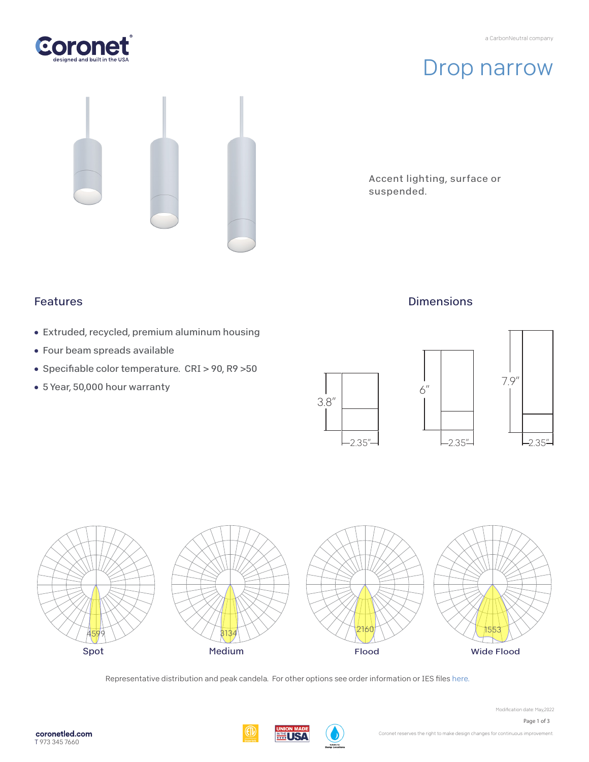# Drop narrow

Accent lighting, surface or suspended.

## Features

- Extruded, recycled, premium aluminum housing
- Four beam spreads available
- Specifiable color temperature. CRI > 90, R9 >50
- 5 Year, 50,000 hour warranty

## Dimensions

3.8″ × 2.35″

6″ × 2.35″

7.9″ × 2.35″

| Spot | Medium | Flood | Wide Flood |
|---|---|---|---|
| 4599 | 3134 | 2160 | 1553 |

Representative distribution and peak candela. For other options see order information or IES files here.

Modification date: May,2022

**coronetled.com**
T 973 345 7660

Coronet reserves the right to make design changes for continuous improvement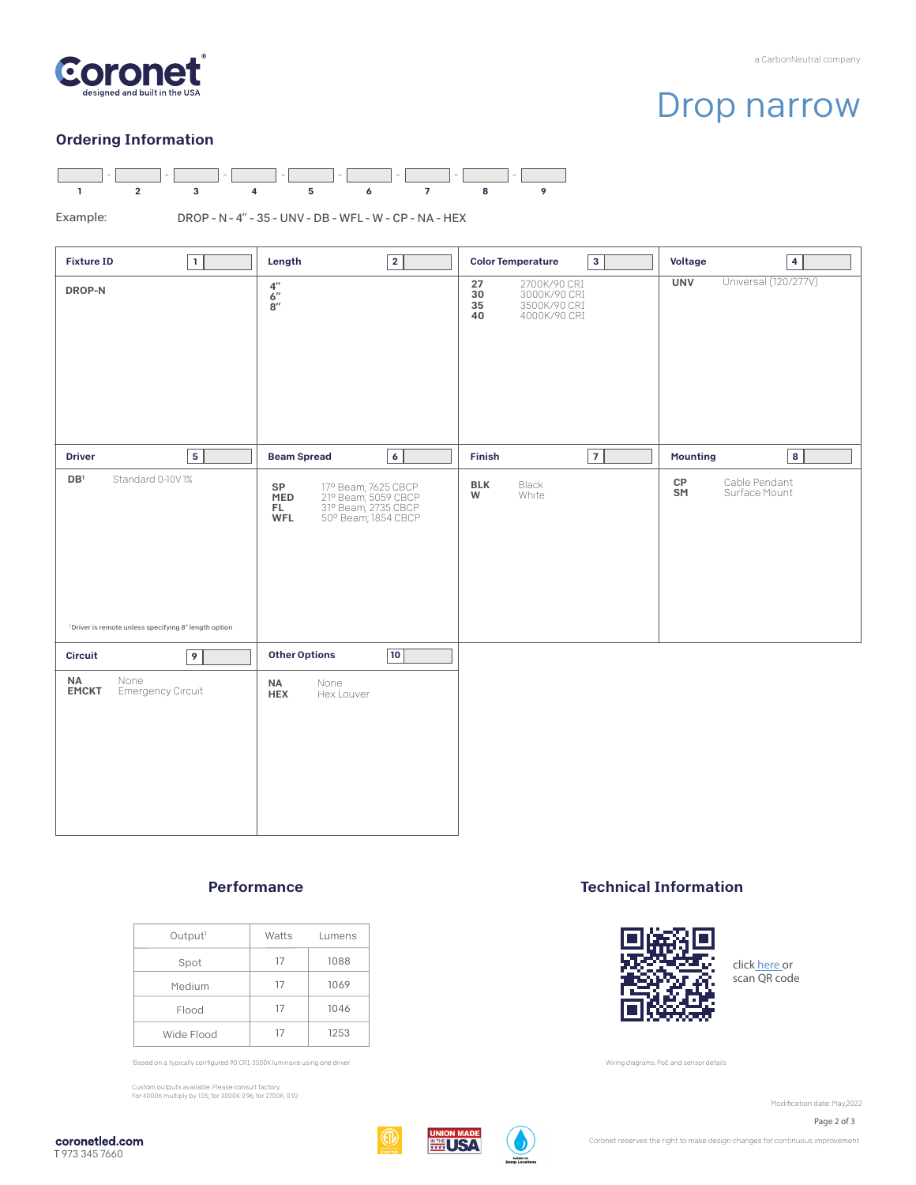# Drop narrow

## Ordering Information

| 1 | 2 | 3 | 4 | 5 | 6 | 7 | 8 | 9 |
|---|---|---|---|---|---|---|---|---|
| | | | | | | | | |

Example: DROP - N - 4" - 35 - UNV - DB - WFL - W - CP - NA - HEX

### Fixture ID (1)

**DROP-N**

### Length (2)

**4"**
**6"**
**8"**

### Color Temperature (3)

| | |
|---|---|
| **27** | 2700K/90 CRI |
| **30** | 3000K/90 CRI |
| **35** | 3500K/90 CRI |
| **40** | 4000K/90 CRI |

### Voltage (4)

| | |
|---|---|
| **UNV** | Universal (120/277V) |

### Driver (5)

| | |
|---|---|
| **DB**[1] | Standard 0-10V 1% |

[1] Driver is remote unless specifying 8" length option

### Beam Spread (6)

| | |
|---|---|
| **SP** | 17° Beam, 7625 CBCP |
| **MED** | 21° Beam, 5059 CBCP |
| **FL** | 31° Beam, 2735 CBCP |
| **WFL** | 50° Beam, 1854 CBCP |

### Finish (7)

| | |
|---|---|
| **BLK** | Black |
| **W** | White |

### Mounting (8)

| | |
|---|---|
| **CP** | Cable Pendant |
| **SM** | Surface Mount |

### Circuit (9)

| | |
|---|---|
| **NA** | None |
| **EMCKT** | Emergency Circuit |

### Other Options (10)

| | |
|---|---|
| **NA** | None |
| **HEX** | Hex Louver |

## Performance

| Output[1] | Watts | Lumens |
|---|---|---|
| Spot | 17 | 1088 |
| Medium | 17 | 1069 |
| Flood | 17 | 1046 |
| Wide Flood | 17 | 1253 |

[1] Based on a typically configured 90 CRI, 3500K luminaire using one driver

Custom outputs available. Please consult factory.
For 4000K multiply by 1.05, for 3000K 0.96, for 2700K, 0.92

## Technical Information

click here or scan QR code

Wiring diagrams, PoE and sensor details

Modification date: May,2022

Coronet reserves the right to make design changes for continuous improvement

**coronetled.com**
T 973 345 7660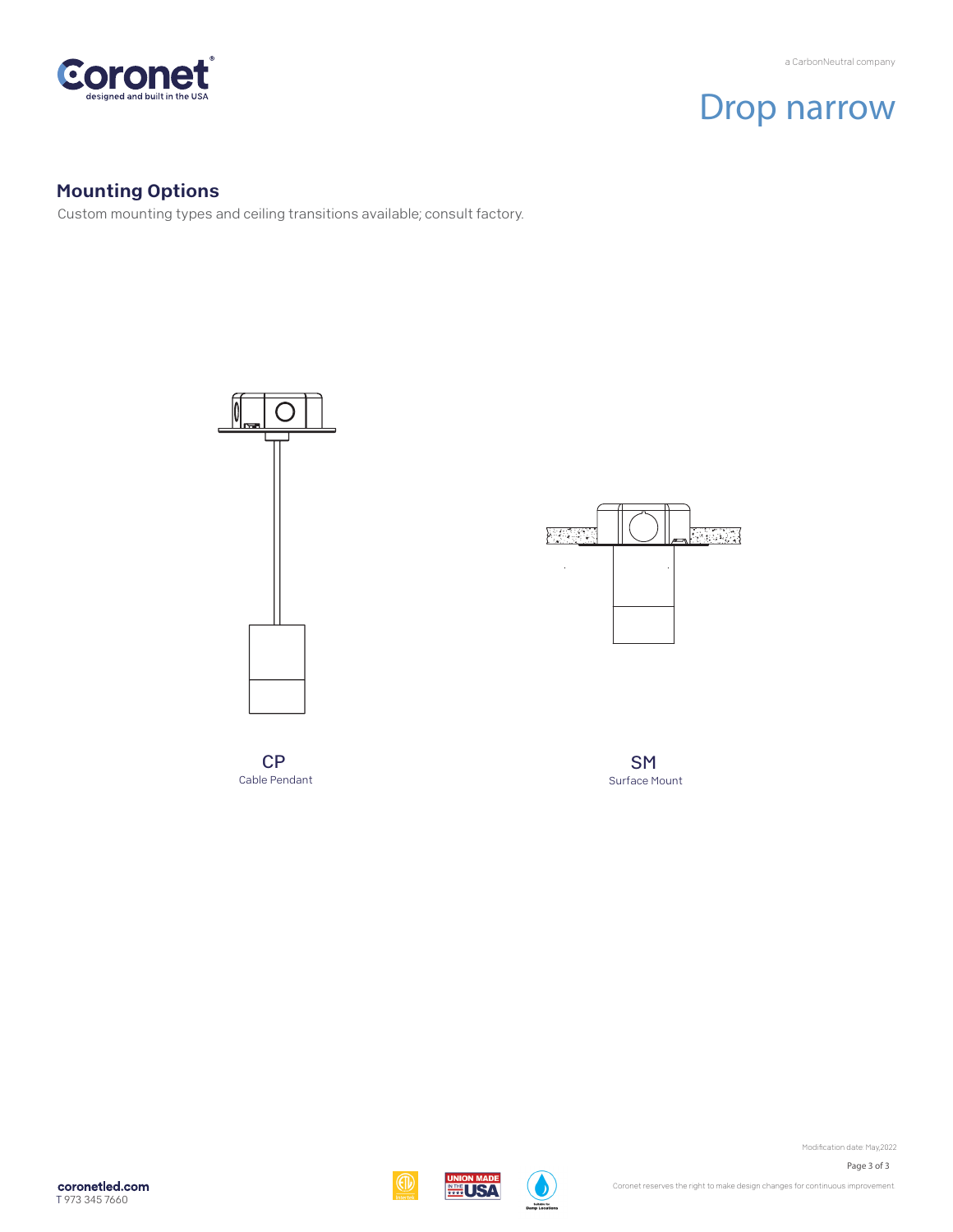# Drop narrow

## Mounting Options

Custom mounting types and ceiling transitions available; consult factory.

CP
Cable Pendant

SM
Surface Mount

coronetled.com
T 973 345 7660

Modification date: May,2022

Coronet reserves the right to make design changes for continuous improvement